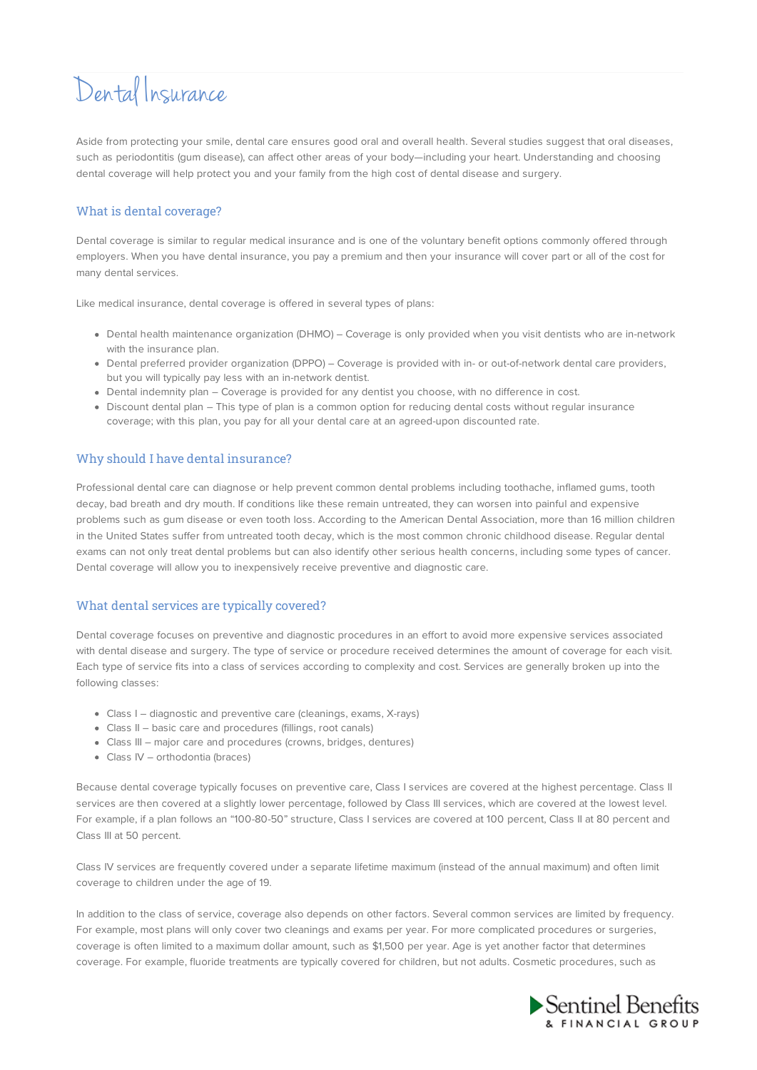# Dental Insurance

Aside from protecting your smile, dental care ensures good oral and overall health. Several studies suggest that oral diseases, such as periodontitis (gum disease), can affect other areas of your body—including your heart. Understanding and choosing dental coverage will help protect you and your family from the high cost of dental disease and surgery.

## What is dental coverage?

Dental coverage is similar to regular medical insurance and is one of the voluntary benefit options commonly offered through employers. When you have dental insurance, you pay a premium and then your insurance will cover part or all of the cost for many dental services.

Like medical insurance, dental coverage is offered in several types of plans:

- Dental health maintenance organization (DHMO) – Coverage is only provided when you visit dentists who are in-network with the insurance plan.
- Dental preferred provider organization (DPPO) – Coverage is provided with in- or out-of-network dental care providers, but you will typically pay less with an in-network dentist.
- Dental indemnity plan – Coverage is provided for any dentist you choose, with no difference in cost.
- Discount dental plan – This type of plan is a common option for reducing dental costs without regular insurance coverage; with this plan, you pay for all your dental care at an agreed-upon discounted rate.

## Why should I have dental insurance?

Professional dental care can diagnose or help prevent common dental problems including toothache, inflamed gums, tooth decay, bad breath and dry mouth. If conditions like these remain untreated, they can worsen into painful and expensive problems such as gum disease or even tooth loss. According to the American Dental Association, more than 16 million children in the United States suffer from untreated tooth decay, which is the most common chronic childhood disease. Regular dental exams can not only treat dental problems but can also identify other serious health concerns, including some types of cancer. Dental coverage will allow you to inexpensively receive preventive and diagnostic care.

## What dental services are typically covered?

Dental coverage focuses on preventive and diagnostic procedures in an effort to avoid more expensive services associated with dental disease and surgery. The type of service or procedure received determines the amount of coverage for each visit. Each type of service fits into a class of services according to complexity and cost. Services are generally broken up into the following classes:

- Class I – diagnostic and preventive care (cleanings, exams, X-rays)
- Class II – basic care and procedures (fillings, root canals)
- Class III – major care and procedures (crowns, bridges, dentures)
- Class IV – orthodontia (braces)

Because dental coverage typically focuses on preventive care, Class I services are covered at the highest percentage. Class II services are then covered at a slightly lower percentage, followed by Class III services, which are covered at the lowest level. For example, if a plan follows an "100-80-50" structure, Class I services are covered at 100 percent, Class II at 80 percent and Class III at 50 percent.

Class IV services are frequently covered under a separate lifetime maximum (instead of the annual maximum) and often limit coverage to children under the age of 19.

In addition to the class of service, coverage also depends on other factors. Several common services are limited by frequency. For example, most plans will only cover two cleanings and exams per year. For more complicated procedures or surgeries, coverage is often limited to a maximum dollar amount, such as $1,500 per year. Age is yet another factor that determines coverage. For example, fluoride treatments are typically covered for children, but not adults. Cosmetic procedures, such as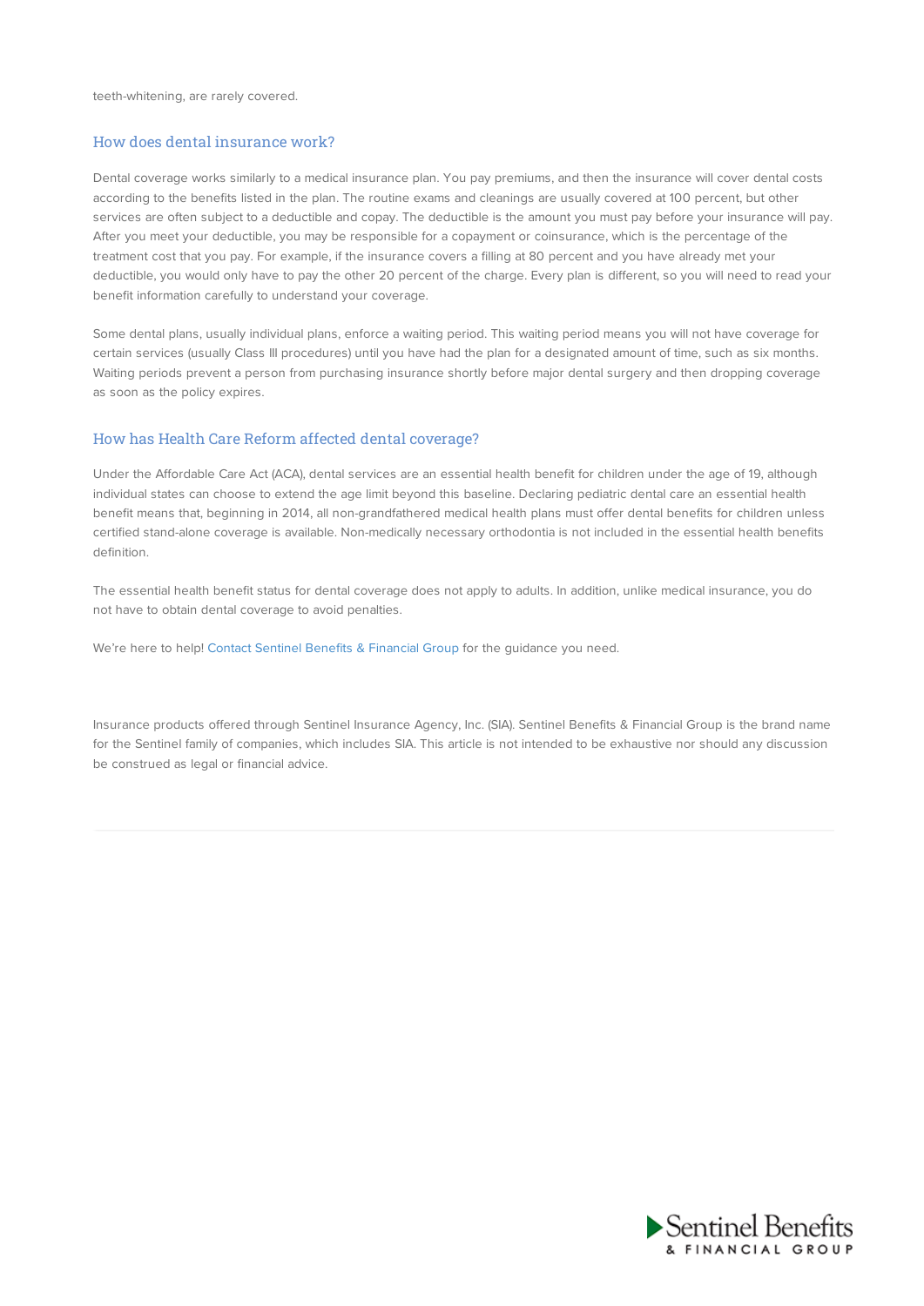teeth-whitening, are rarely covered.

## How does dental insurance work?

Dental coverage works similarly to a medical insurance plan. You pay premiums, and then the insurance will cover dental costs according to the benefits listed in the plan. The routine exams and cleanings are usually covered at 100 percent, but other services are often subject to a deductible and copay. The deductible is the amount you must pay before your insurance will pay. After you meet your deductible, you may be responsible for a copayment or coinsurance, which is the percentage of the treatment cost that you pay. For example, if the insurance covers a filling at 80 percent and you have already met your deductible, you would only have to pay the other 20 percent of the charge. Every plan is different, so you will need to read your benefit information carefully to understand your coverage.

Some dental plans, usually individual plans, enforce a waiting period. This waiting period means you will not have coverage for certain services (usually Class III procedures) until you have had the plan for a designated amount of time, such as six months. Waiting periods prevent a person from purchasing insurance shortly before major dental surgery and then dropping coverage as soon as the policy expires.

## How has Health Care Reform affected dental coverage?

Under the Affordable Care Act (ACA), dental services are an essential health benefit for children under the age of 19, although individual states can choose to extend the age limit beyond this baseline. Declaring pediatric dental care an essential health benefit means that, beginning in 2014, all non-grandfathered medical health plans must offer dental benefits for children unless certified stand-alone coverage is available. Non-medically necessary orthodontia is not included in the essential health benefits definition.

The essential health benefit status for dental coverage does not apply to adults. In addition, unlike medical insurance, you do not have to obtain dental coverage to avoid penalties.

We're here to help! Contact Sentinel Benefits & Financial Group for the guidance you need.

Insurance products offered through Sentinel Insurance Agency, Inc. (SIA). Sentinel Benefits & Financial Group is the brand name for the Sentinel family of companies, which includes SIA. This article is not intended to be exhaustive nor should any discussion be construed as legal or financial advice.

Sentinel Benefits & FINANCIAL GROUP